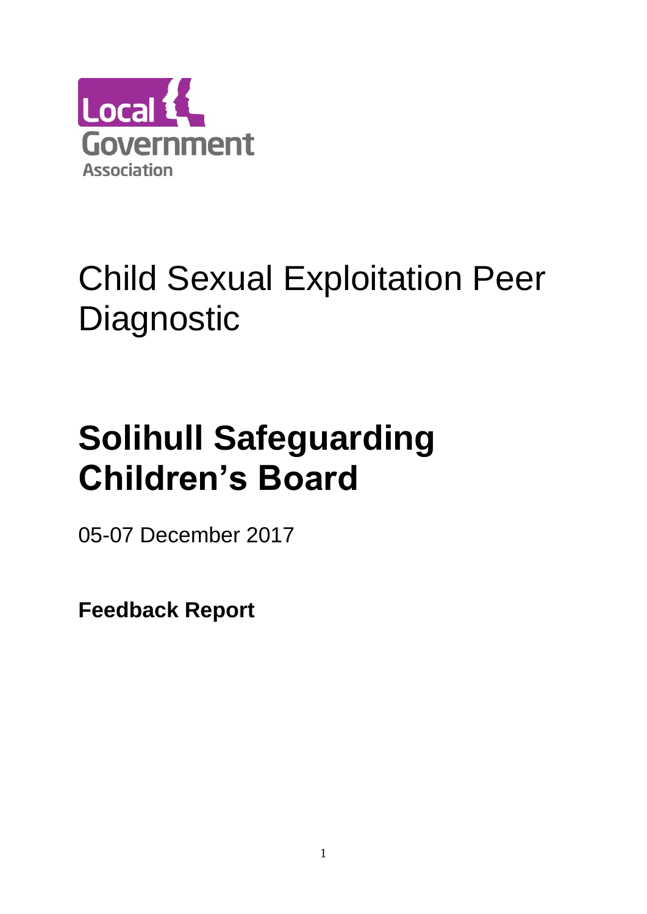Local Government Association

# Child Sexual Exploitation Peer Diagnostic

# Solihull Safeguarding Children's Board

05-07 December 2017

**Feedback Report**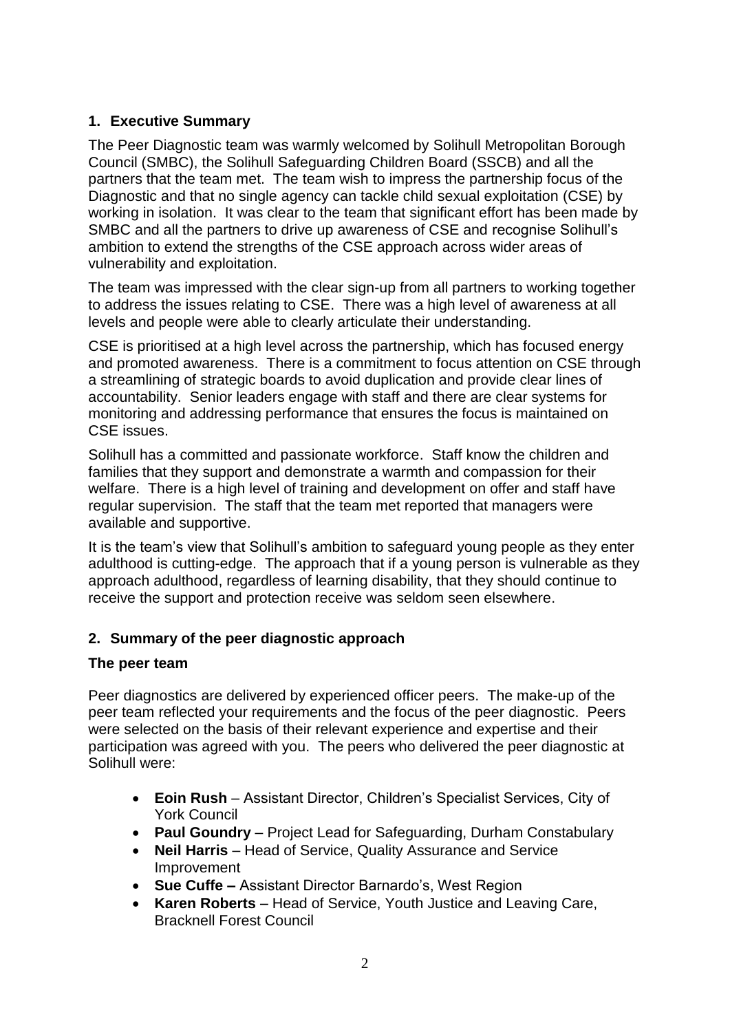## 1. Executive Summary

The Peer Diagnostic team was warmly welcomed by Solihull Metropolitan Borough Council (SMBC), the Solihull Safeguarding Children Board (SSCB) and all the partners that the team met. The team wish to impress the partnership focus of the Diagnostic and that no single agency can tackle child sexual exploitation (CSE) by working in isolation. It was clear to the team that significant effort has been made by SMBC and all the partners to drive up awareness of CSE and recognise Solihull's ambition to extend the strengths of the CSE approach across wider areas of vulnerability and exploitation.

The team was impressed with the clear sign-up from all partners to working together to address the issues relating to CSE. There was a high level of awareness at all levels and people were able to clearly articulate their understanding.

CSE is prioritised at a high level across the partnership, which has focused energy and promoted awareness. There is a commitment to focus attention on CSE through a streamlining of strategic boards to avoid duplication and provide clear lines of accountability. Senior leaders engage with staff and there are clear systems for monitoring and addressing performance that ensures the focus is maintained on CSE issues.

Solihull has a committed and passionate workforce. Staff know the children and families that they support and demonstrate a warmth and compassion for their welfare. There is a high level of training and development on offer and staff have regular supervision. The staff that the team met reported that managers were available and supportive.

It is the team's view that Solihull's ambition to safeguard young people as they enter adulthood is cutting-edge. The approach that if a young person is vulnerable as they approach adulthood, regardless of learning disability, that they should continue to receive the support and protection receive was seldom seen elsewhere.

## 2. Summary of the peer diagnostic approach

### The peer team

Peer diagnostics are delivered by experienced officer peers. The make-up of the peer team reflected your requirements and the focus of the peer diagnostic. Peers were selected on the basis of their relevant experience and expertise and their participation was agreed with you. The peers who delivered the peer diagnostic at Solihull were:

- **Eoin Rush** – Assistant Director, Children's Specialist Services, City of York Council
- **Paul Goundry** – Project Lead for Safeguarding, Durham Constabulary
- **Neil Harris** – Head of Service, Quality Assurance and Service Improvement
- **Sue Cuffe –** Assistant Director Barnardo's, West Region
- **Karen Roberts** – Head of Service, Youth Justice and Leaving Care, Bracknell Forest Council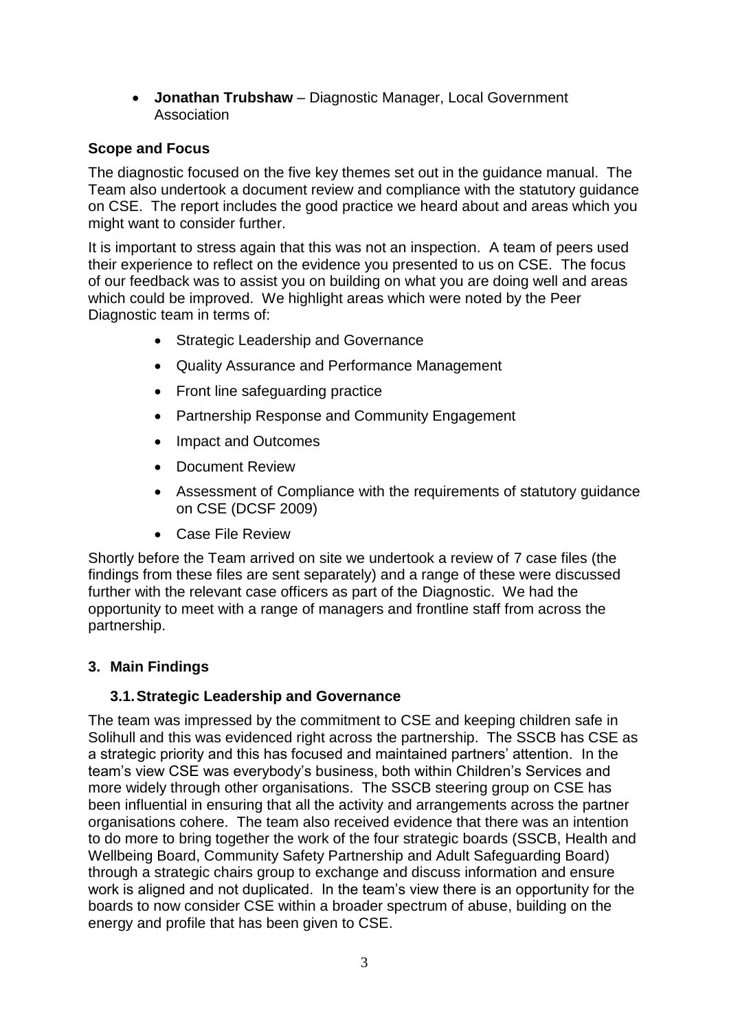- **Jonathan Trubshaw** – Diagnostic Manager, Local Government Association

### Scope and Focus

The diagnostic focused on the five key themes set out in the guidance manual. The Team also undertook a document review and compliance with the statutory guidance on CSE. The report includes the good practice we heard about and areas which you might want to consider further.

It is important to stress again that this was not an inspection. A team of peers used their experience to reflect on the evidence you presented to us on CSE. The focus of our feedback was to assist you on building on what you are doing well and areas which could be improved. We highlight areas which were noted by the Peer Diagnostic team in terms of:

- Strategic Leadership and Governance
- Quality Assurance and Performance Management
- Front line safeguarding practice
- Partnership Response and Community Engagement
- Impact and Outcomes
- Document Review
- Assessment of Compliance with the requirements of statutory guidance on CSE (DCSF 2009)
- Case File Review

Shortly before the Team arrived on site we undertook a review of 7 case files (the findings from these files are sent separately) and a range of these were discussed further with the relevant case officers as part of the Diagnostic. We had the opportunity to meet with a range of managers and frontline staff from across the partnership.

## 3. Main Findings

### 3.1. Strategic Leadership and Governance

The team was impressed by the commitment to CSE and keeping children safe in Solihull and this was evidenced right across the partnership. The SSCB has CSE as a strategic priority and this has focused and maintained partners' attention. In the team's view CSE was everybody's business, both within Children's Services and more widely through other organisations. The SSCB steering group on CSE has been influential in ensuring that all the activity and arrangements across the partner organisations cohere. The team also received evidence that there was an intention to do more to bring together the work of the four strategic boards (SSCB, Health and Wellbeing Board, Community Safety Partnership and Adult Safeguarding Board) through a strategic chairs group to exchange and discuss information and ensure work is aligned and not duplicated. In the team's view there is an opportunity for the boards to now consider CSE within a broader spectrum of abuse, building on the energy and profile that has been given to CSE.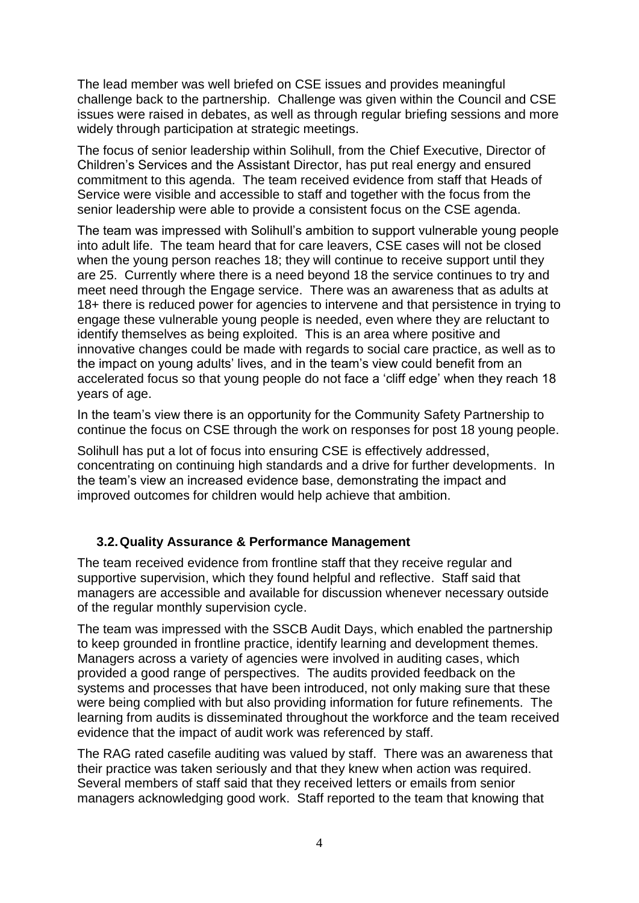The lead member was well briefed on CSE issues and provides meaningful challenge back to the partnership. Challenge was given within the Council and CSE issues were raised in debates, as well as through regular briefing sessions and more widely through participation at strategic meetings.

The focus of senior leadership within Solihull, from the Chief Executive, Director of Children's Services and the Assistant Director, has put real energy and ensured commitment to this agenda. The team received evidence from staff that Heads of Service were visible and accessible to staff and together with the focus from the senior leadership were able to provide a consistent focus on the CSE agenda.

The team was impressed with Solihull's ambition to support vulnerable young people into adult life. The team heard that for care leavers, CSE cases will not be closed when the young person reaches 18; they will continue to receive support until they are 25. Currently where there is a need beyond 18 the service continues to try and meet need through the Engage service. There was an awareness that as adults at 18+ there is reduced power for agencies to intervene and that persistence in trying to engage these vulnerable young people is needed, even where they are reluctant to identify themselves as being exploited. This is an area where positive and innovative changes could be made with regards to social care practice, as well as to the impact on young adults' lives, and in the team's view could benefit from an accelerated focus so that young people do not face a 'cliff edge' when they reach 18 years of age.

In the team's view there is an opportunity for the Community Safety Partnership to continue the focus on CSE through the work on responses for post 18 young people.

Solihull has put a lot of focus into ensuring CSE is effectively addressed, concentrating on continuing high standards and a drive for further developments. In the team's view an increased evidence base, demonstrating the impact and improved outcomes for children would help achieve that ambition.

### 3.2. Quality Assurance & Performance Management

The team received evidence from frontline staff that they receive regular and supportive supervision, which they found helpful and reflective. Staff said that managers are accessible and available for discussion whenever necessary outside of the regular monthly supervision cycle.

The team was impressed with the SSCB Audit Days, which enabled the partnership to keep grounded in frontline practice, identify learning and development themes. Managers across a variety of agencies were involved in auditing cases, which provided a good range of perspectives. The audits provided feedback on the systems and processes that have been introduced, not only making sure that these were being complied with but also providing information for future refinements. The learning from audits is disseminated throughout the workforce and the team received evidence that the impact of audit work was referenced by staff.

The RAG rated casefile auditing was valued by staff. There was an awareness that their practice was taken seriously and that they knew when action was required. Several members of staff said that they received letters or emails from senior managers acknowledging good work. Staff reported to the team that knowing that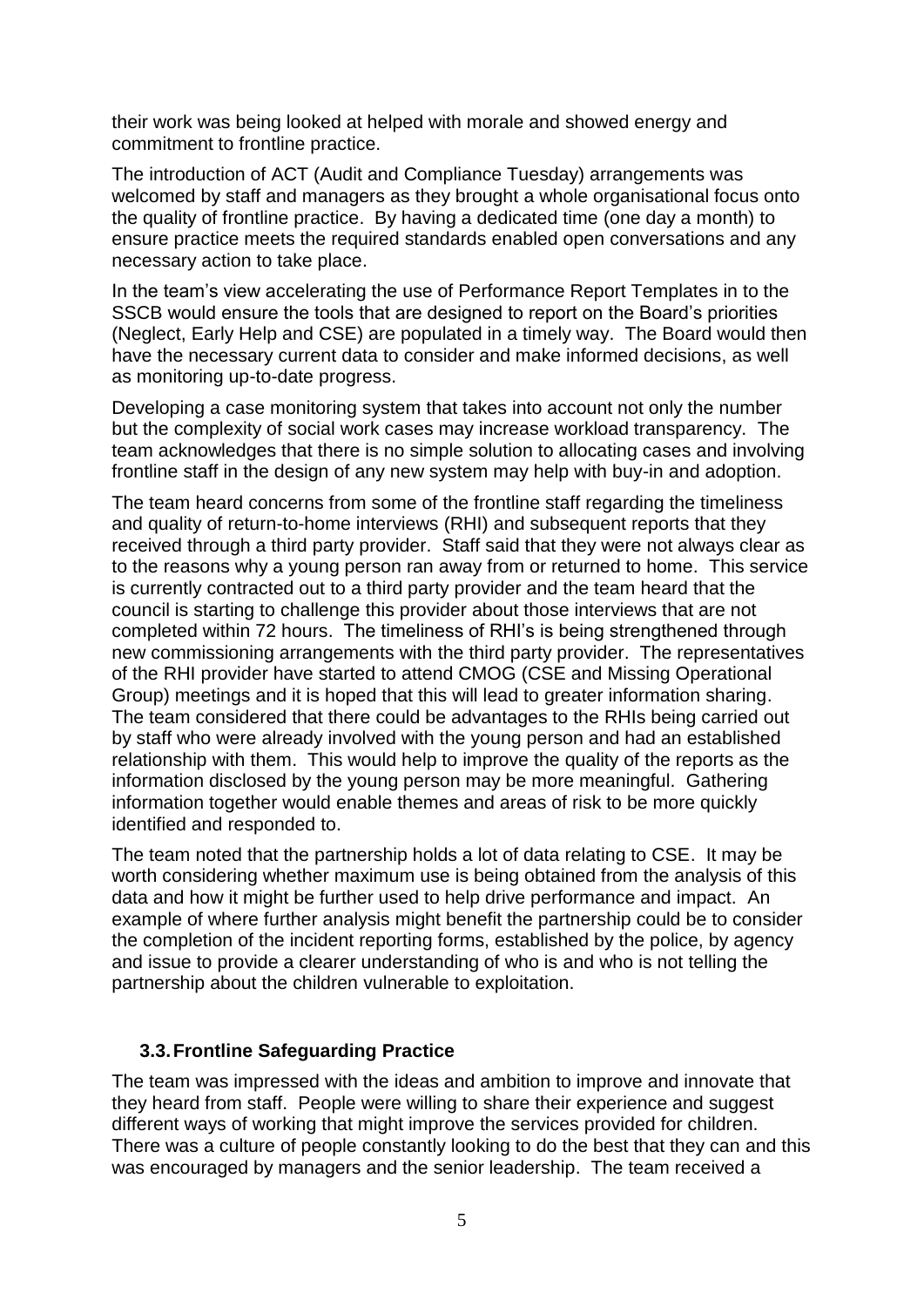their work was being looked at helped with morale and showed energy and commitment to frontline practice.

The introduction of ACT (Audit and Compliance Tuesday) arrangements was welcomed by staff and managers as they brought a whole organisational focus onto the quality of frontline practice. By having a dedicated time (one day a month) to ensure practice meets the required standards enabled open conversations and any necessary action to take place.

In the team's view accelerating the use of Performance Report Templates in to the SSCB would ensure the tools that are designed to report on the Board's priorities (Neglect, Early Help and CSE) are populated in a timely way. The Board would then have the necessary current data to consider and make informed decisions, as well as monitoring up-to-date progress.

Developing a case monitoring system that takes into account not only the number but the complexity of social work cases may increase workload transparency. The team acknowledges that there is no simple solution to allocating cases and involving frontline staff in the design of any new system may help with buy-in and adoption.

The team heard concerns from some of the frontline staff regarding the timeliness and quality of return-to-home interviews (RHI) and subsequent reports that they received through a third party provider. Staff said that they were not always clear as to the reasons why a young person ran away from or returned to home. This service is currently contracted out to a third party provider and the team heard that the council is starting to challenge this provider about those interviews that are not completed within 72 hours. The timeliness of RHI's is being strengthened through new commissioning arrangements with the third party provider. The representatives of the RHI provider have started to attend CMOG (CSE and Missing Operational Group) meetings and it is hoped that this will lead to greater information sharing. The team considered that there could be advantages to the RHIs being carried out by staff who were already involved with the young person and had an established relationship with them. This would help to improve the quality of the reports as the information disclosed by the young person may be more meaningful. Gathering information together would enable themes and areas of risk to be more quickly identified and responded to.

The team noted that the partnership holds a lot of data relating to CSE. It may be worth considering whether maximum use is being obtained from the analysis of this data and how it might be further used to help drive performance and impact. An example of where further analysis might benefit the partnership could be to consider the completion of the incident reporting forms, established by the police, by agency and issue to provide a clearer understanding of who is and who is not telling the partnership about the children vulnerable to exploitation.

### 3.3. Frontline Safeguarding Practice

The team was impressed with the ideas and ambition to improve and innovate that they heard from staff. People were willing to share their experience and suggest different ways of working that might improve the services provided for children. There was a culture of people constantly looking to do the best that they can and this was encouraged by managers and the senior leadership. The team received a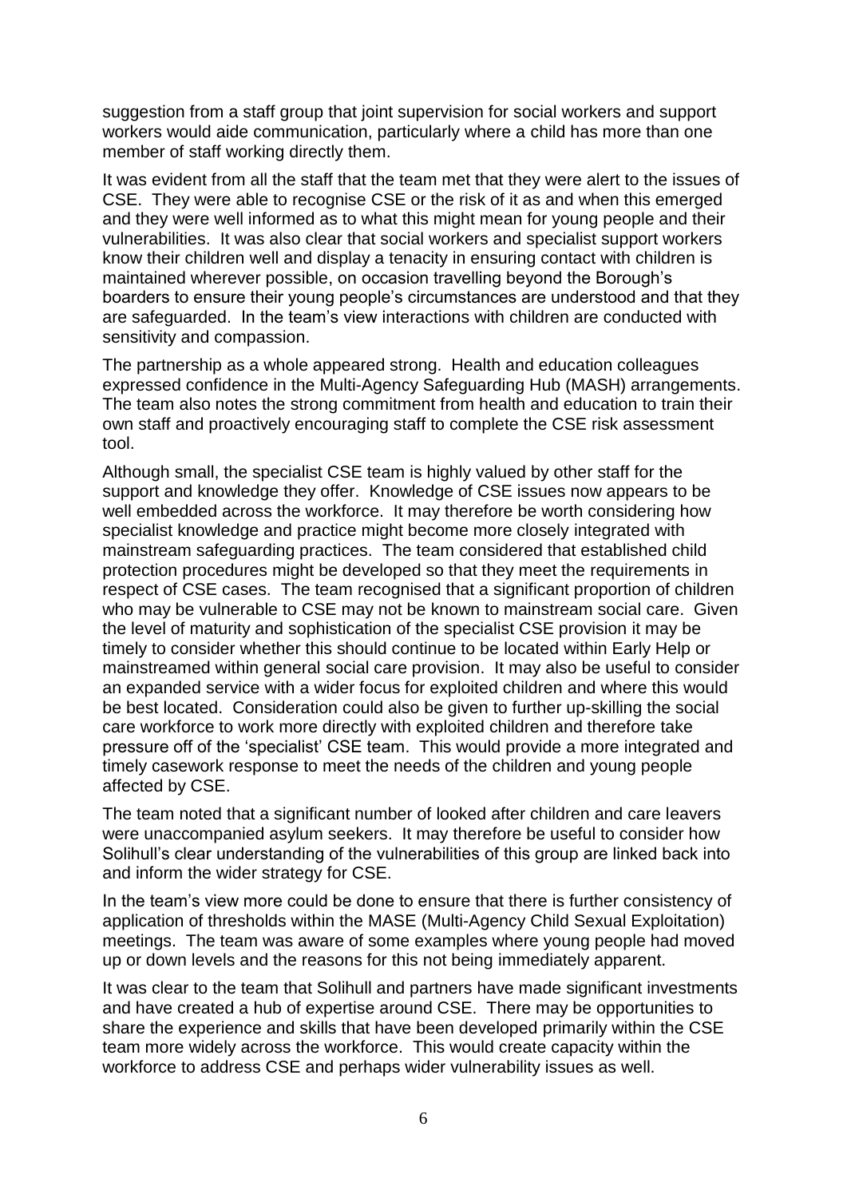suggestion from a staff group that joint supervision for social workers and support workers would aide communication, particularly where a child has more than one member of staff working directly them.

It was evident from all the staff that the team met that they were alert to the issues of CSE. They were able to recognise CSE or the risk of it as and when this emerged and they were well informed as to what this might mean for young people and their vulnerabilities. It was also clear that social workers and specialist support workers know their children well and display a tenacity in ensuring contact with children is maintained wherever possible, on occasion travelling beyond the Borough's boarders to ensure their young people's circumstances are understood and that they are safeguarded. In the team's view interactions with children are conducted with sensitivity and compassion.

The partnership as a whole appeared strong. Health and education colleagues expressed confidence in the Multi-Agency Safeguarding Hub (MASH) arrangements. The team also notes the strong commitment from health and education to train their own staff and proactively encouraging staff to complete the CSE risk assessment tool.

Although small, the specialist CSE team is highly valued by other staff for the support and knowledge they offer. Knowledge of CSE issues now appears to be well embedded across the workforce. It may therefore be worth considering how specialist knowledge and practice might become more closely integrated with mainstream safeguarding practices. The team considered that established child protection procedures might be developed so that they meet the requirements in respect of CSE cases. The team recognised that a significant proportion of children who may be vulnerable to CSE may not be known to mainstream social care. Given the level of maturity and sophistication of the specialist CSE provision it may be timely to consider whether this should continue to be located within Early Help or mainstreamed within general social care provision. It may also be useful to consider an expanded service with a wider focus for exploited children and where this would be best located. Consideration could also be given to further up-skilling the social care workforce to work more directly with exploited children and therefore take pressure off of the 'specialist' CSE team. This would provide a more integrated and timely casework response to meet the needs of the children and young people affected by CSE.

The team noted that a significant number of looked after children and care leavers were unaccompanied asylum seekers. It may therefore be useful to consider how Solihull's clear understanding of the vulnerabilities of this group are linked back into and inform the wider strategy for CSE.

In the team's view more could be done to ensure that there is further consistency of application of thresholds within the MASE (Multi-Agency Child Sexual Exploitation) meetings. The team was aware of some examples where young people had moved up or down levels and the reasons for this not being immediately apparent.

It was clear to the team that Solihull and partners have made significant investments and have created a hub of expertise around CSE. There may be opportunities to share the experience and skills that have been developed primarily within the CSE team more widely across the workforce. This would create capacity within the workforce to address CSE and perhaps wider vulnerability issues as well.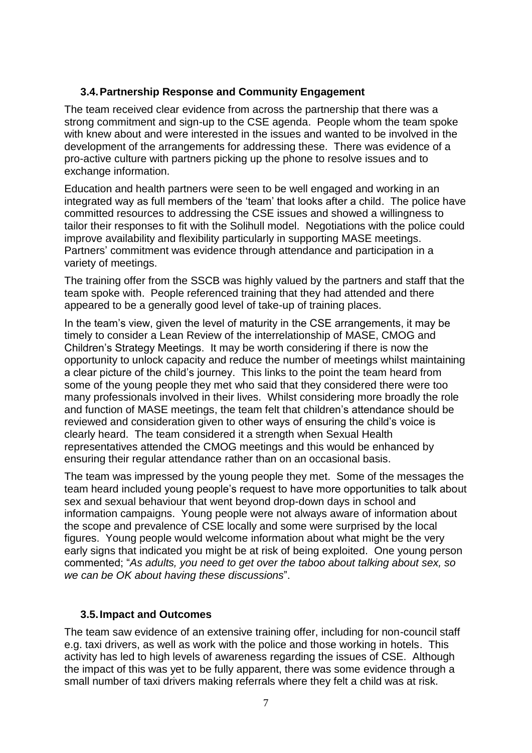### 3.4. Partnership Response and Community Engagement

The team received clear evidence from across the partnership that there was a strong commitment and sign-up to the CSE agenda. People whom the team spoke with knew about and were interested in the issues and wanted to be involved in the development of the arrangements for addressing these. There was evidence of a pro-active culture with partners picking up the phone to resolve issues and to exchange information.

Education and health partners were seen to be well engaged and working in an integrated way as full members of the 'team' that looks after a child. The police have committed resources to addressing the CSE issues and showed a willingness to tailor their responses to fit with the Solihull model. Negotiations with the police could improve availability and flexibility particularly in supporting MASE meetings. Partners' commitment was evidence through attendance and participation in a variety of meetings.

The training offer from the SSCB was highly valued by the partners and staff that the team spoke with. People referenced training that they had attended and there appeared to be a generally good level of take-up of training places.

In the team's view, given the level of maturity in the CSE arrangements, it may be timely to consider a Lean Review of the interrelationship of MASE, CMOG and Children's Strategy Meetings. It may be worth considering if there is now the opportunity to unlock capacity and reduce the number of meetings whilst maintaining a clear picture of the child's journey. This links to the point the team heard from some of the young people they met who said that they considered there were too many professionals involved in their lives. Whilst considering more broadly the role and function of MASE meetings, the team felt that children's attendance should be reviewed and consideration given to other ways of ensuring the child's voice is clearly heard. The team considered it a strength when Sexual Health representatives attended the CMOG meetings and this would be enhanced by ensuring their regular attendance rather than on an occasional basis.

The team was impressed by the young people they met. Some of the messages the team heard included young people's request to have more opportunities to talk about sex and sexual behaviour that went beyond drop-down days in school and information campaigns. Young people were not always aware of information about the scope and prevalence of CSE locally and some were surprised by the local figures. Young people would welcome information about what might be the very early signs that indicated you might be at risk of being exploited. One young person commented; "*As adults, you need to get over the taboo about talking about sex, so we can be OK about having these discussions*".

### 3.5. Impact and Outcomes

The team saw evidence of an extensive training offer, including for non-council staff e.g. taxi drivers, as well as work with the police and those working in hotels. This activity has led to high levels of awareness regarding the issues of CSE. Although the impact of this was yet to be fully apparent, there was some evidence through a small number of taxi drivers making referrals where they felt a child was at risk.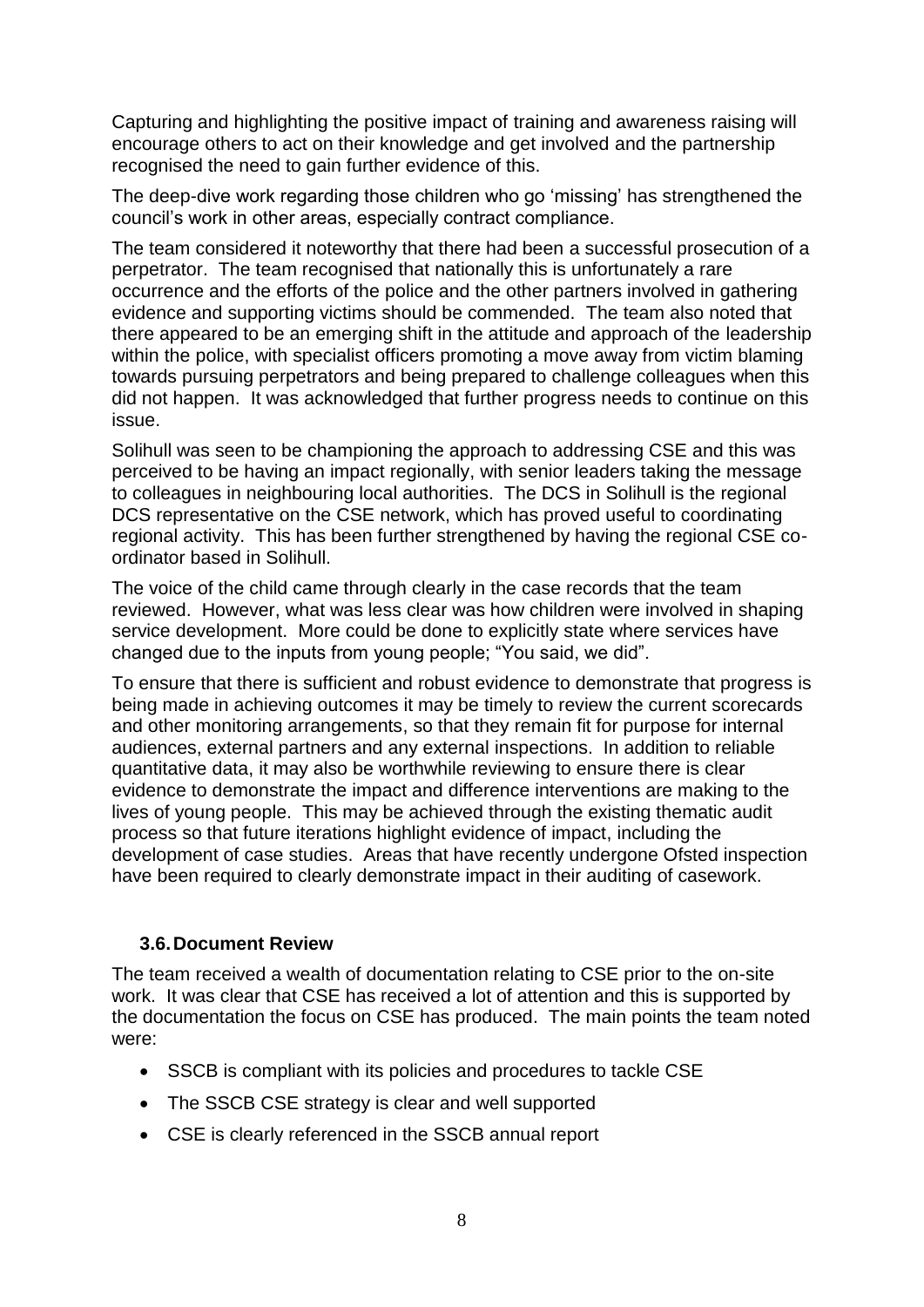Capturing and highlighting the positive impact of training and awareness raising will encourage others to act on their knowledge and get involved and the partnership recognised the need to gain further evidence of this.

The deep-dive work regarding those children who go 'missing' has strengthened the council's work in other areas, especially contract compliance.

The team considered it noteworthy that there had been a successful prosecution of a perpetrator. The team recognised that nationally this is unfortunately a rare occurrence and the efforts of the police and the other partners involved in gathering evidence and supporting victims should be commended. The team also noted that there appeared to be an emerging shift in the attitude and approach of the leadership within the police, with specialist officers promoting a move away from victim blaming towards pursuing perpetrators and being prepared to challenge colleagues when this did not happen. It was acknowledged that further progress needs to continue on this issue.

Solihull was seen to be championing the approach to addressing CSE and this was perceived to be having an impact regionally, with senior leaders taking the message to colleagues in neighbouring local authorities. The DCS in Solihull is the regional DCS representative on the CSE network, which has proved useful to coordinating regional activity. This has been further strengthened by having the regional CSE co-ordinator based in Solihull.

The voice of the child came through clearly in the case records that the team reviewed. However, what was less clear was how children were involved in shaping service development. More could be done to explicitly state where services have changed due to the inputs from young people; "You said, we did".

To ensure that there is sufficient and robust evidence to demonstrate that progress is being made in achieving outcomes it may be timely to review the current scorecards and other monitoring arrangements, so that they remain fit for purpose for internal audiences, external partners and any external inspections. In addition to reliable quantitative data, it may also be worthwhile reviewing to ensure there is clear evidence to demonstrate the impact and difference interventions are making to the lives of young people. This may be achieved through the existing thematic audit process so that future iterations highlight evidence of impact, including the development of case studies. Areas that have recently undergone Ofsted inspection have been required to clearly demonstrate impact in their auditing of casework.

### 3.6. Document Review

The team received a wealth of documentation relating to CSE prior to the on-site work. It was clear that CSE has received a lot of attention and this is supported by the documentation the focus on CSE has produced. The main points the team noted were:

- SSCB is compliant with its policies and procedures to tackle CSE
- The SSCB CSE strategy is clear and well supported
- CSE is clearly referenced in the SSCB annual report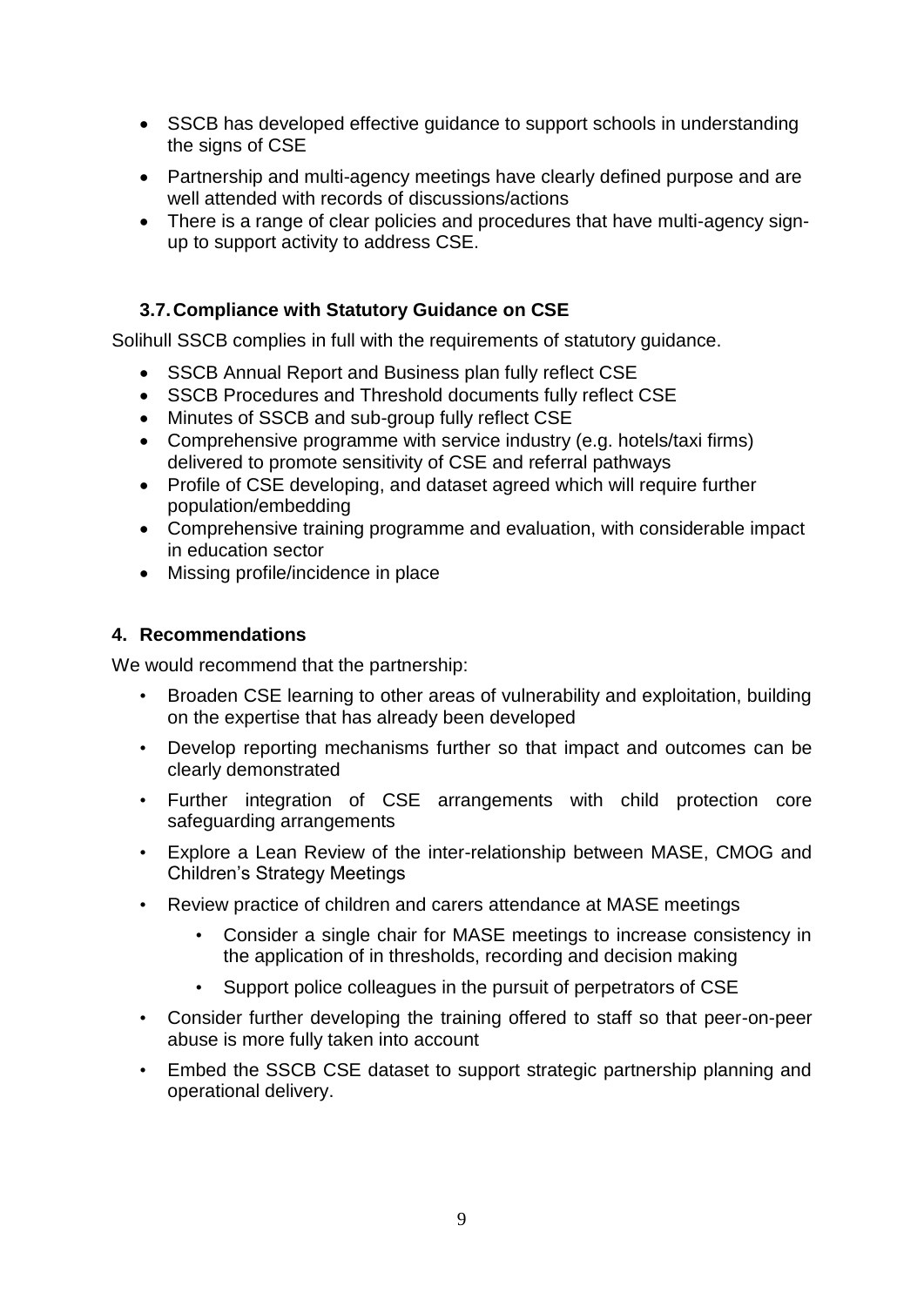- SSCB has developed effective guidance to support schools in understanding the signs of CSE
- Partnership and multi-agency meetings have clearly defined purpose and are well attended with records of discussions/actions
- There is a range of clear policies and procedures that have multi-agency sign-up to support activity to address CSE.

### 3.7. Compliance with Statutory Guidance on CSE

Solihull SSCB complies in full with the requirements of statutory guidance.

- SSCB Annual Report and Business plan fully reflect CSE
- SSCB Procedures and Threshold documents fully reflect CSE
- Minutes of SSCB and sub-group fully reflect CSE
- Comprehensive programme with service industry (e.g. hotels/taxi firms) delivered to promote sensitivity of CSE and referral pathways
- Profile of CSE developing, and dataset agreed which will require further population/embedding
- Comprehensive training programme and evaluation, with considerable impact in education sector
- Missing profile/incidence in place

## 4. Recommendations

We would recommend that the partnership:

- Broaden CSE learning to other areas of vulnerability and exploitation, building on the expertise that has already been developed
- Develop reporting mechanisms further so that impact and outcomes can be clearly demonstrated
- Further integration of CSE arrangements with child protection core safeguarding arrangements
- Explore a Lean Review of the inter-relationship between MASE, CMOG and Children's Strategy Meetings
- Review practice of children and carers attendance at MASE meetings
  - Consider a single chair for MASE meetings to increase consistency in the application of in thresholds, recording and decision making
  - Support police colleagues in the pursuit of perpetrators of CSE
- Consider further developing the training offered to staff so that peer-on-peer abuse is more fully taken into account
- Embed the SSCB CSE dataset to support strategic partnership planning and operational delivery.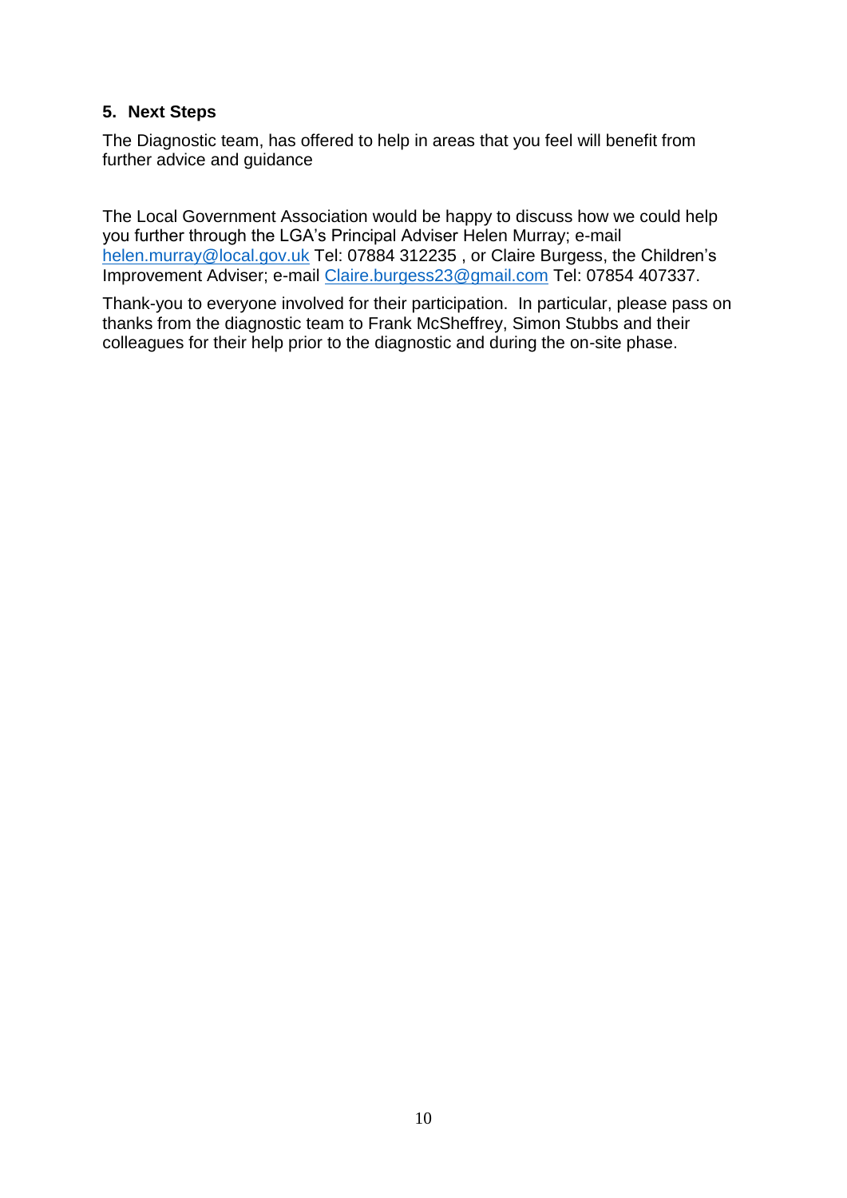## 5. Next Steps

The Diagnostic team, has offered to help in areas that you feel will benefit from further advice and guidance

The Local Government Association would be happy to discuss how we could help you further through the LGA's Principal Adviser Helen Murray; e-mail helen.murray@local.gov.uk Tel: 07884 312235 , or Claire Burgess, the Children's Improvement Adviser; e-mail Claire.burgess23@gmail.com Tel: 07854 407337.

Thank-you to everyone involved for their participation. In particular, please pass on thanks from the diagnostic team to Frank McSheffrey, Simon Stubbs and their colleagues for their help prior to the diagnostic and during the on-site phase.